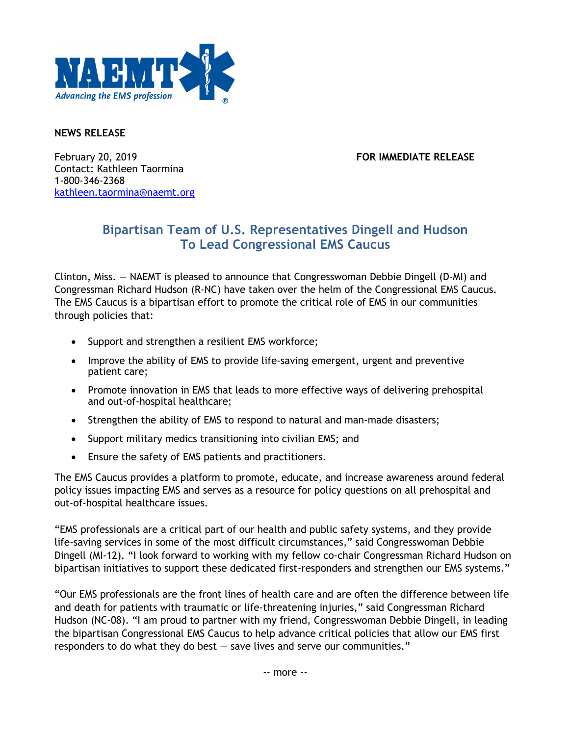**NEWS RELEASE**

February 20, 2019
Contact: Kathleen Taormina
1-800-346-2368
kathleen.taormina@naemt.org

**FOR IMMEDIATE RELEASE**

## Bipartisan Team of U.S. Representatives Dingell and Hudson To Lead Congressional EMS Caucus

Clinton, Miss. — NAEMT is pleased to announce that Congresswoman Debbie Dingell (D-MI) and Congressman Richard Hudson (R-NC) have taken over the helm of the Congressional EMS Caucus. The EMS Caucus is a bipartisan effort to promote the critical role of EMS in our communities through policies that:

- Support and strengthen a resilient EMS workforce;
- Improve the ability of EMS to provide life-saving emergent, urgent and preventive patient care;
- Promote innovation in EMS that leads to more effective ways of delivering prehospital and out-of-hospital healthcare;
- Strengthen the ability of EMS to respond to natural and man-made disasters;
- Support military medics transitioning into civilian EMS; and
- Ensure the safety of EMS patients and practitioners.

The EMS Caucus provides a platform to promote, educate, and increase awareness around federal policy issues impacting EMS and serves as a resource for policy questions on all prehospital and out-of-hospital healthcare issues.

"EMS professionals are a critical part of our health and public safety systems, and they provide life-saving services in some of the most difficult circumstances," said Congresswoman Debbie Dingell (MI-12). "I look forward to working with my fellow co-chair Congressman Richard Hudson on bipartisan initiatives to support these dedicated first-responders and strengthen our EMS systems."

"Our EMS professionals are the front lines of health care and are often the difference between life and death for patients with traumatic or life-threatening injuries," said Congressman Richard Hudson (NC-08). "I am proud to partner with my friend, Congresswoman Debbie Dingell, in leading the bipartisan Congressional EMS Caucus to help advance critical policies that allow our EMS first responders to do what they do best — save lives and serve our communities."

-- more --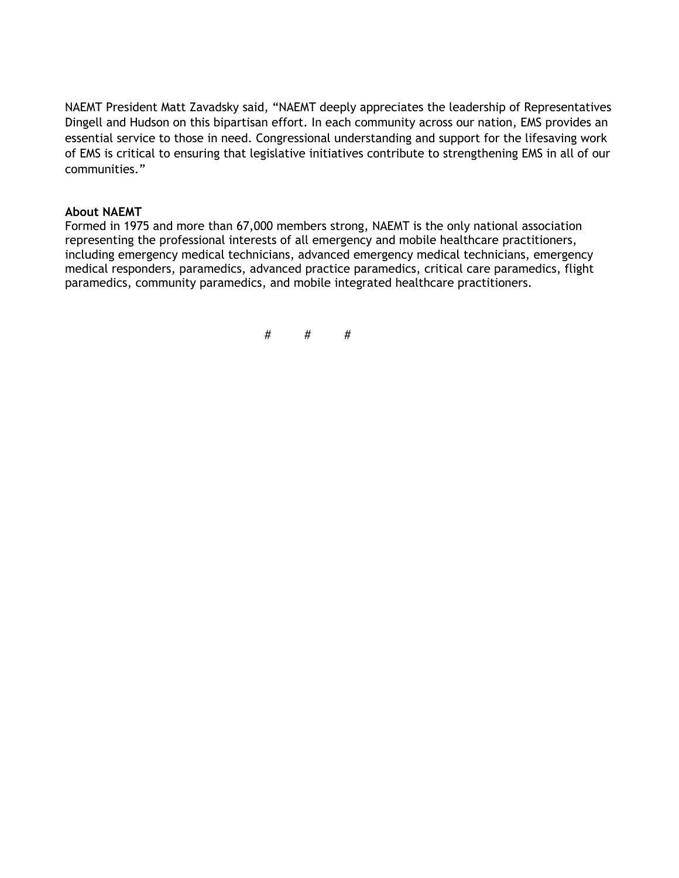NAEMT President Matt Zavadsky said, "NAEMT deeply appreciates the leadership of Representatives Dingell and Hudson on this bipartisan effort. In each community across our nation, EMS provides an essential service to those in need. Congressional understanding and support for the lifesaving work of EMS is critical to ensuring that legislative initiatives contribute to strengthening EMS in all of our communities."

**About NAEMT**

Formed in 1975 and more than 67,000 members strong, NAEMT is the only national association representing the professional interests of all emergency and mobile healthcare practitioners, including emergency medical technicians, advanced emergency medical technicians, emergency medical responders, paramedics, advanced practice paramedics, critical care paramedics, flight paramedics, community paramedics, and mobile integrated healthcare practitioners.

\# # #